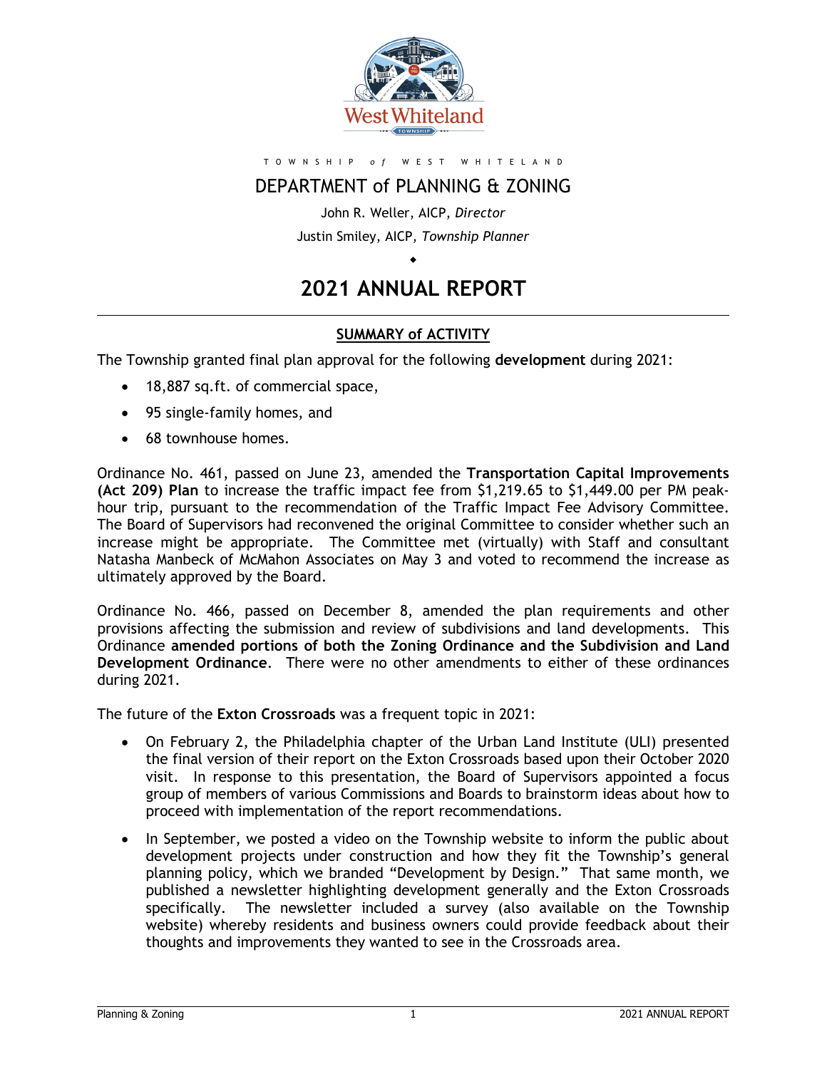TOWNSHIP *of* WEST WHITELAND

## DEPARTMENT of PLANNING & ZONING

John R. Weller, AICP, *Director*

Justin Smiley, AICP, *Township Planner*

◆

# 2021 ANNUAL REPORT

---

## SUMMARY of ACTIVITY

The Township granted final plan approval for the following **development** during 2021:

- 18,887 sq.ft. of commercial space,
- 95 single-family homes, and
- 68 townhouse homes.

Ordinance No. 461, passed on June 23, amended the **Transportation Capital Improvements (Act 209) Plan** to increase the traffic impact fee from $1,219.65 to $1,449.00 per PM peak-hour trip, pursuant to the recommendation of the Traffic Impact Fee Advisory Committee. The Board of Supervisors had reconvened the original Committee to consider whether such an increase might be appropriate. The Committee met (virtually) with Staff and consultant Natasha Manbeck of McMahon Associates on May 3 and voted to recommend the increase as ultimately approved by the Board.

Ordinance No. 466, passed on December 8, amended the plan requirements and other provisions affecting the submission and review of subdivisions and land developments. This Ordinance **amended portions of both the Zoning Ordinance and the Subdivision and Land Development Ordinance**. There were no other amendments to either of these ordinances during 2021.

The future of the **Exton Crossroads** was a frequent topic in 2021:

- On February 2, the Philadelphia chapter of the Urban Land Institute (ULI) presented the final version of their report on the Exton Crossroads based upon their October 2020 visit. In response to this presentation, the Board of Supervisors appointed a focus group of members of various Commissions and Boards to brainstorm ideas about how to proceed with implementation of the report recommendations.
- In September, we posted a video on the Township website to inform the public about development projects under construction and how they fit the Township's general planning policy, which we branded "Development by Design." That same month, we published a newsletter highlighting development generally and the Exton Crossroads specifically. The newsletter included a survey (also available on the Township website) whereby residents and business owners could provide feedback about their thoughts and improvements they wanted to see in the Crossroads area.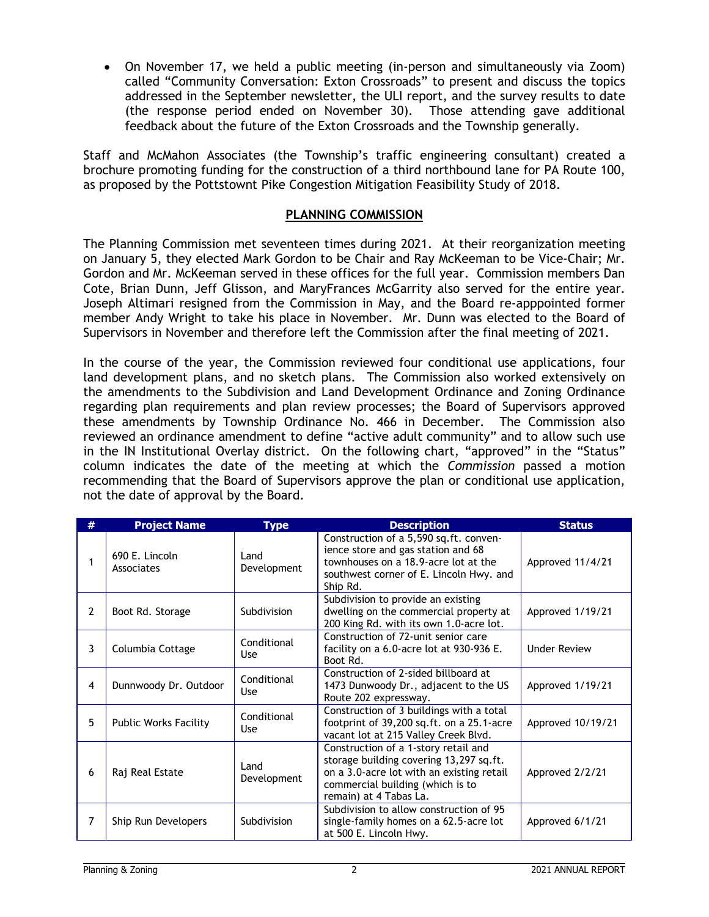- On November 17, we held a public meeting (in-person and simultaneously via Zoom) called "Community Conversation: Exton Crossroads" to present and discuss the topics addressed in the September newsletter, the ULI report, and the survey results to date (the response period ended on November 30). Those attending gave additional feedback about the future of the Exton Crossroads and the Township generally.

Staff and McMahon Associates (the Township's traffic engineering consultant) created a brochure promoting funding for the construction of a third northbound lane for PA Route 100, as proposed by the Pottstownt Pike Congestion Mitigation Feasibility Study of 2018.

## PLANNING COMMISSION

The Planning Commission met seventeen times during 2021. At their reorganization meeting on January 5, they elected Mark Gordon to be Chair and Ray McKeeman to be Vice-Chair; Mr. Gordon and Mr. McKeeman served in these offices for the full year. Commission members Dan Cote, Brian Dunn, Jeff Glisson, and MaryFrances McGarrity also served for the entire year. Joseph Altimari resigned from the Commission in May, and the Board re-apppointed former member Andy Wright to take his place in November. Mr. Dunn was elected to the Board of Supervisors in November and therefore left the Commission after the final meeting of 2021.

In the course of the year, the Commission reviewed four conditional use applications, four land development plans, and no sketch plans. The Commission also worked extensively on the amendments to the Subdivision and Land Development Ordinance and Zoning Ordinance regarding plan requirements and plan review processes; the Board of Supervisors approved these amendments by Township Ordinance No. 466 in December. The Commission also reviewed an ordinance amendment to define "active adult community" and to allow such use in the IN Institutional Overlay district. On the following chart, "approved" in the "Status" column indicates the date of the meeting at which the *Commission* passed a motion recommending that the Board of Supervisors approve the plan or conditional use application, not the date of approval by the Board.

| # | Project Name | Type | Description | Status |
|---|---|---|---|---|
| 1 | 690 E. Lincoln Associates | Land Development | Construction of a 5,590 sq.ft. convenience store and gas station and 68 townhouses on a 18.9-acre lot at the southwest corner of E. Lincoln Hwy. and Ship Rd. | Approved 11/4/21 |
| 2 | Boot Rd. Storage | Subdivision | Subdivision to provide an existing dwelling on the commercial property at 200 King Rd. with its own 1.0-acre lot. | Approved 1/19/21 |
| 3 | Columbia Cottage | Conditional Use | Construction of 72-unit senior care facility on a 6.0-acre lot at 930-936 E. Boot Rd. | Under Review |
| 4 | Dunnwoody Dr. Outdoor | Conditional Use | Construction of 2-sided billboard at 1473 Dunwoody Dr., adjacent to the US Route 202 expressway. | Approved 1/19/21 |
| 5 | Public Works Facility | Conditional Use | Construction of 3 buildings with a total footprint of 39,200 sq.ft. on a 25.1-acre vacant lot at 215 Valley Creek Blvd. | Approved 10/19/21 |
| 6 | Raj Real Estate | Land Development | Construction of a 1-story retail and storage building covering 13,297 sq.ft. on a 3.0-acre lot with an existing retail commercial building (which is to remain) at 4 Tabas La. | Approved 2/2/21 |
| 7 | Ship Run Developers | Subdivision | Subdivision to allow construction of 95 single-family homes on a 62.5-acre lot at 500 E. Lincoln Hwy. | Approved 6/1/21 |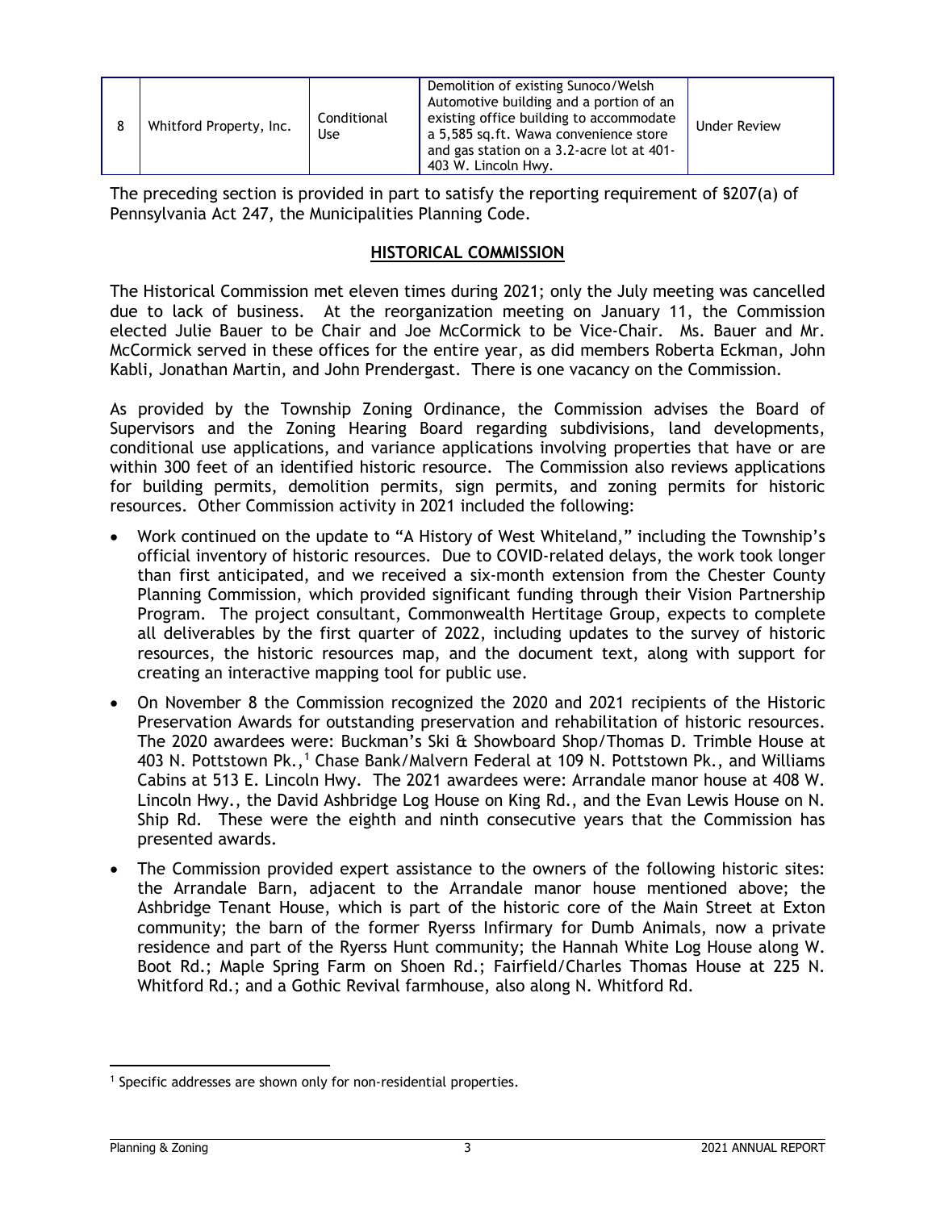| | | | | |
|---|---|---|---|---|
| 8 | Whitford Property, Inc. | Conditional Use | Demolition of existing Sunoco/Welsh Automotive building and a portion of an existing office building to accommodate a 5,585 sq.ft. Wawa convenience store and gas station on a 3.2-acre lot at 401-403 W. Lincoln Hwy. | Under Review |

The preceding section is provided in part to satisfy the reporting requirement of §207(a) of Pennsylvania Act 247, the Municipalities Planning Code.

## HISTORICAL COMMISSION

The Historical Commission met eleven times during 2021; only the July meeting was cancelled due to lack of business. At the reorganization meeting on January 11, the Commission elected Julie Bauer to be Chair and Joe McCormick to be Vice-Chair. Ms. Bauer and Mr. McCormick served in these offices for the entire year, as did members Roberta Eckman, John Kabli, Jonathan Martin, and John Prendergast. There is one vacancy on the Commission.

As provided by the Township Zoning Ordinance, the Commission advises the Board of Supervisors and the Zoning Hearing Board regarding subdivisions, land developments, conditional use applications, and variance applications involving properties that have or are within 300 feet of an identified historic resource. The Commission also reviews applications for building permits, demolition permits, sign permits, and zoning permits for historic resources. Other Commission activity in 2021 included the following:

- Work continued on the update to "A History of West Whiteland," including the Township's official inventory of historic resources. Due to COVID-related delays, the work took longer than first anticipated, and we received a six-month extension from the Chester County Planning Commission, which provided significant funding through their Vision Partnership Program. The project consultant, Commonwealth Heritage Group, expects to complete all deliverables by the first quarter of 2022, including updates to the survey of historic resources, the historic resources map, and the document text, along with support for creating an interactive mapping tool for public use.
- On November 8 the Commission recognized the 2020 and 2021 recipients of the Historic Preservation Awards for outstanding preservation and rehabilitation of historic resources. The 2020 awardees were: Buckman's Ski & Showboard Shop/Thomas D. Trimble House at 403 N. Pottstown Pk.,[1] Chase Bank/Malvern Federal at 109 N. Pottstown Pk., and Williams Cabins at 513 E. Lincoln Hwy. The 2021 awardees were: Arrandale manor house at 408 W. Lincoln Hwy., the David Ashbridge Log House on King Rd., and the Evan Lewis House on N. Ship Rd. These were the eighth and ninth consecutive years that the Commission has presented awards.
- The Commission provided expert assistance to the owners of the following historic sites: the Arrandale Barn, adjacent to the Arrandale manor house mentioned above; the Ashbridge Tenant House, which is part of the historic core of the Main Street at Exton community; the barn of the former Ryerss Infirmary for Dumb Animals, now a private residence and part of the Ryerss Hunt community; the Hannah White Log House along W. Boot Rd.; Maple Spring Farm on Shoen Rd.; Fairfield/Charles Thomas House at 225 N. Whitford Rd.; and a Gothic Revival farmhouse, also along N. Whitford Rd.

[1] Specific addresses are shown only for non-residential properties.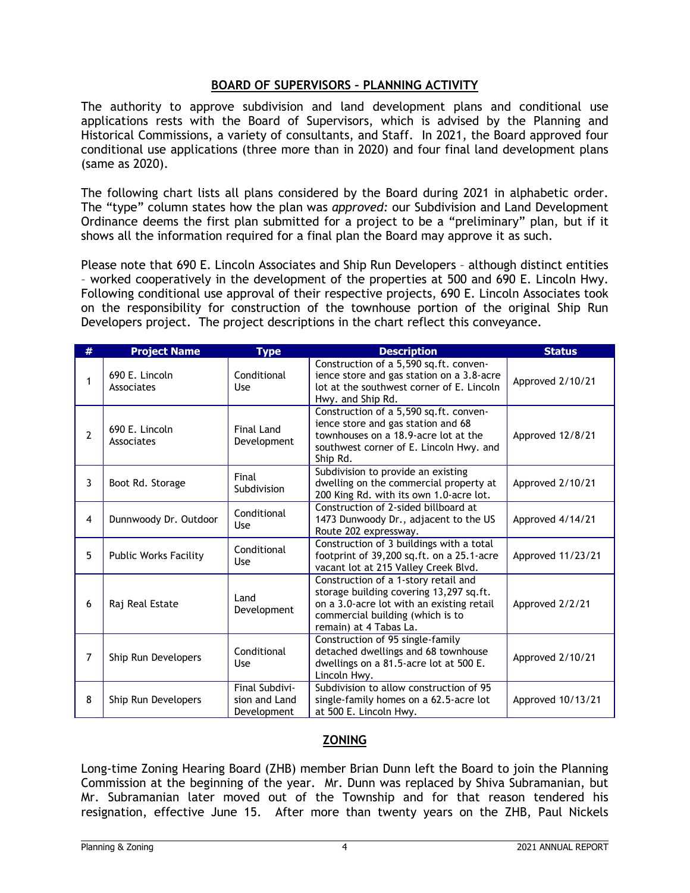## BOARD OF SUPERVISORS – PLANNING ACTIVITY

The authority to approve subdivision and land development plans and conditional use applications rests with the Board of Supervisors, which is advised by the Planning and Historical Commissions, a variety of consultants, and Staff. In 2021, the Board approved four conditional use applications (three more than in 2020) and four final land development plans (same as 2020).

The following chart lists all plans considered by the Board during 2021 in alphabetic order. The "type" column states how the plan was *approved:* our Subdivision and Land Development Ordinance deems the first plan submitted for a project to be a "preliminary" plan, but if it shows all the information required for a final plan the Board may approve it as such.

Please note that 690 E. Lincoln Associates and Ship Run Developers – although distinct entities – worked cooperatively in the development of the properties at 500 and 690 E. Lincoln Hwy. Following conditional use approval of their respective projects, 690 E. Lincoln Associates took on the responsibility for construction of the townhouse portion of the original Ship Run Developers project. The project descriptions in the chart reflect this conveyance.

| # | Project Name | Type | Description | Status |
|---|---|---|---|---|
| 1 | 690 E. Lincoln Associates | Conditional Use | Construction of a 5,590 sq.ft. convenience store and gas station on a 3.8-acre lot at the southwest corner of E. Lincoln Hwy. and Ship Rd. | Approved 2/10/21 |
| 2 | 690 E. Lincoln Associates | Final Land Development | Construction of a 5,590 sq.ft. convenience store and gas station and 68 townhouses on a 18.9-acre lot at the southwest corner of E. Lincoln Hwy. and Ship Rd. | Approved 12/8/21 |
| 3 | Boot Rd. Storage | Final Subdivision | Subdivision to provide an existing dwelling on the commercial property at 200 King Rd. with its own 1.0-acre lot. | Approved 2/10/21 |
| 4 | Dunnwoody Dr. Outdoor | Conditional Use | Construction of 2-sided billboard at 1473 Dunwoody Dr., adjacent to the US Route 202 expressway. | Approved 4/14/21 |
| 5 | Public Works Facility | Conditional Use | Construction of 3 buildings with a total footprint of 39,200 sq.ft. on a 25.1-acre vacant lot at 215 Valley Creek Blvd. | Approved 11/23/21 |
| 6 | Raj Real Estate | Land Development | Construction of a 1-story retail and storage building covering 13,297 sq.ft. on a 3.0-acre lot with an existing retail commercial building (which is to remain) at 4 Tabas La. | Approved 2/2/21 |
| 7 | Ship Run Developers | Conditional Use | Construction of 95 single-family detached dwellings and 68 townhouse dwellings on a 81.5-acre lot at 500 E. Lincoln Hwy. | Approved 2/10/21 |
| 8 | Ship Run Developers | Final Subdivision and Land Development | Subdivision to allow construction of 95 single-family homes on a 62.5-acre lot at 500 E. Lincoln Hwy. | Approved 10/13/21 |

## ZONING

Long-time Zoning Hearing Board (ZHB) member Brian Dunn left the Board to join the Planning Commission at the beginning of the year. Mr. Dunn was replaced by Shiva Subramanian, but Mr. Subramanian later moved out of the Township and for that reason tendered his resignation, effective June 15. After more than twenty years on the ZHB, Paul Nickels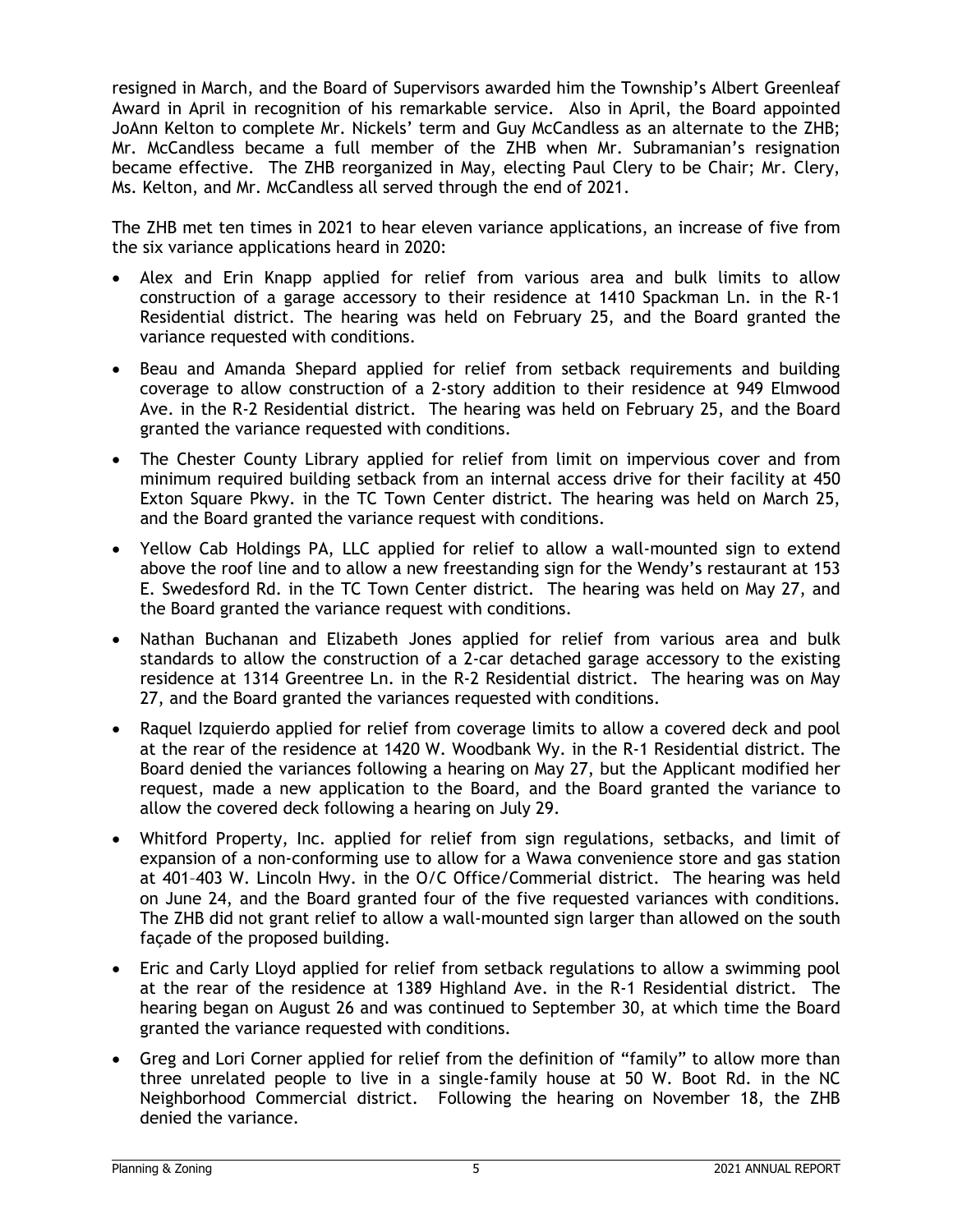resigned in March, and the Board of Supervisors awarded him the Township's Albert Greenleaf Award in April in recognition of his remarkable service. Also in April, the Board appointed JoAnn Kelton to complete Mr. Nickels' term and Guy McCandless as an alternate to the ZHB; Mr. McCandless became a full member of the ZHB when Mr. Subramanian's resignation became effective. The ZHB reorganized in May, electing Paul Clery to be Chair; Mr. Clery, Ms. Kelton, and Mr. McCandless all served through the end of 2021.

The ZHB met ten times in 2021 to hear eleven variance applications, an increase of five from the six variance applications heard in 2020:

- Alex and Erin Knapp applied for relief from various area and bulk limits to allow construction of a garage accessory to their residence at 1410 Spackman Ln. in the R-1 Residential district. The hearing was held on February 25, and the Board granted the variance requested with conditions.
- Beau and Amanda Shepard applied for relief from setback requirements and building coverage to allow construction of a 2-story addition to their residence at 949 Elmwood Ave. in the R-2 Residential district. The hearing was held on February 25, and the Board granted the variance requested with conditions.
- The Chester County Library applied for relief from limit on impervious cover and from minimum required building setback from an internal access drive for their facility at 450 Exton Square Pkwy. in the TC Town Center district. The hearing was held on March 25, and the Board granted the variance request with conditions.
- Yellow Cab Holdings PA, LLC applied for relief to allow a wall-mounted sign to extend above the roof line and to allow a new freestanding sign for the Wendy's restaurant at 153 E. Swedesford Rd. in the TC Town Center district. The hearing was held on May 27, and the Board granted the variance request with conditions.
- Nathan Buchanan and Elizabeth Jones applied for relief from various area and bulk standards to allow the construction of a 2-car detached garage accessory to the existing residence at 1314 Greentree Ln. in the R-2 Residential district. The hearing was on May 27, and the Board granted the variances requested with conditions.
- Raquel Izquierdo applied for relief from coverage limits to allow a covered deck and pool at the rear of the residence at 1420 W. Woodbank Wy. in the R-1 Residential district. The Board denied the variances following a hearing on May 27, but the Applicant modified her request, made a new application to the Board, and the Board granted the variance to allow the covered deck following a hearing on July 29.
- Whitford Property, Inc. applied for relief from sign regulations, setbacks, and limit of expansion of a non-conforming use to allow for a Wawa convenience store and gas station at 401–403 W. Lincoln Hwy. in the O/C Office/Commerial district. The hearing was held on June 24, and the Board granted four of the five requested variances with conditions. The ZHB did not grant relief to allow a wall-mounted sign larger than allowed on the south façade of the proposed building.
- Eric and Carly Lloyd applied for relief from setback regulations to allow a swimming pool at the rear of the residence at 1389 Highland Ave. in the R-1 Residential district. The hearing began on August 26 and was continued to September 30, at which time the Board granted the variance requested with conditions.
- Greg and Lori Corner applied for relief from the definition of "family" to allow more than three unrelated people to live in a single-family house at 50 W. Boot Rd. in the NC Neighborhood Commercial district. Following the hearing on November 18, the ZHB denied the variance.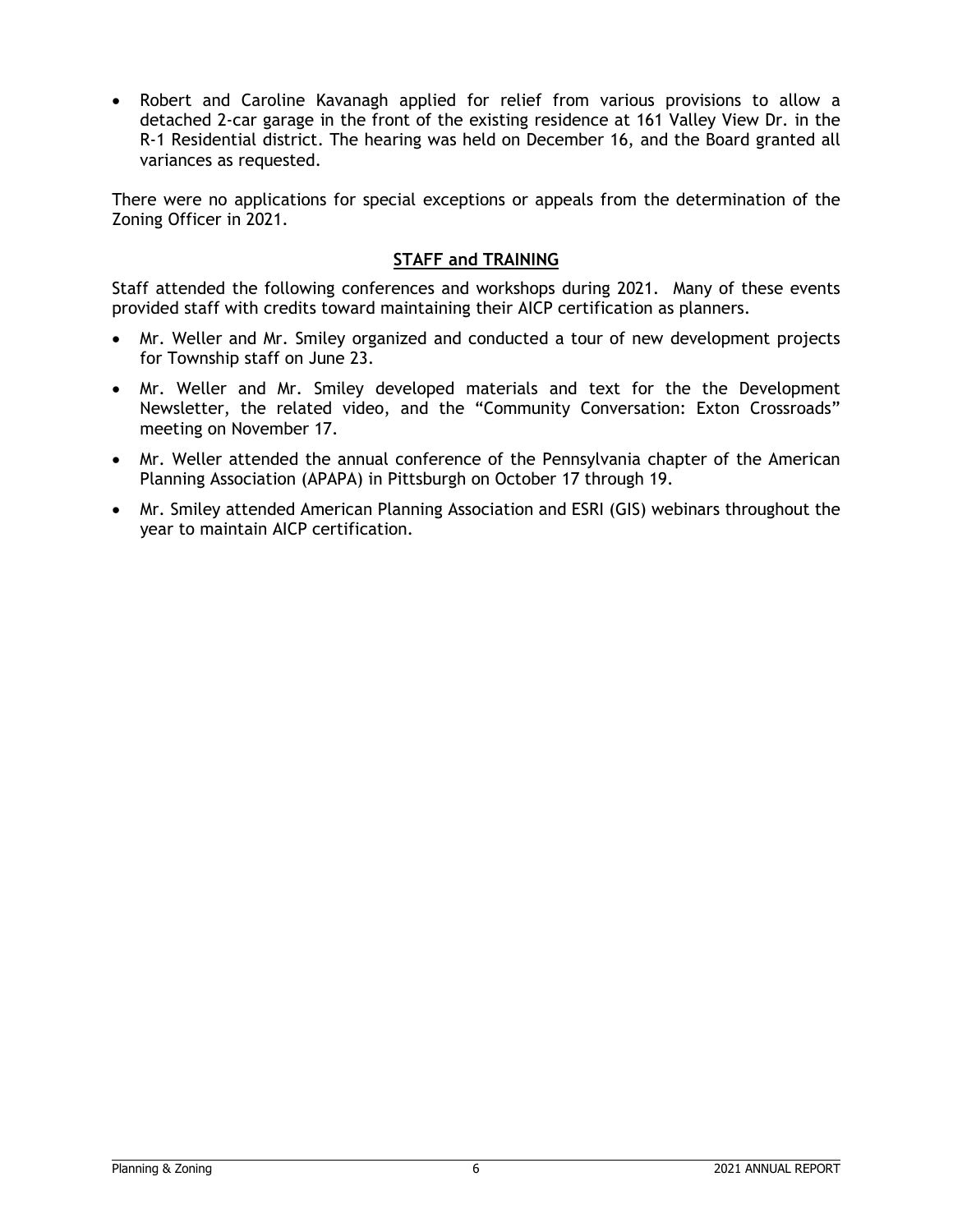- Robert and Caroline Kavanagh applied for relief from various provisions to allow a detached 2-car garage in the front of the existing residence at 161 Valley View Dr. in the R-1 Residential district. The hearing was held on December 16, and the Board granted all variances as requested.

There were no applications for special exceptions or appeals from the determination of the Zoning Officer in 2021.

## STAFF and TRAINING

Staff attended the following conferences and workshops during 2021. Many of these events provided staff with credits toward maintaining their AICP certification as planners.

- Mr. Weller and Mr. Smiley organized and conducted a tour of new development projects for Township staff on June 23.
- Mr. Weller and Mr. Smiley developed materials and text for the the Development Newsletter, the related video, and the "Community Conversation: Exton Crossroads" meeting on November 17.
- Mr. Weller attended the annual conference of the Pennsylvania chapter of the American Planning Association (APAPA) in Pittsburgh on October 17 through 19.
- Mr. Smiley attended American Planning Association and ESRI (GIS) webinars throughout the year to maintain AICP certification.